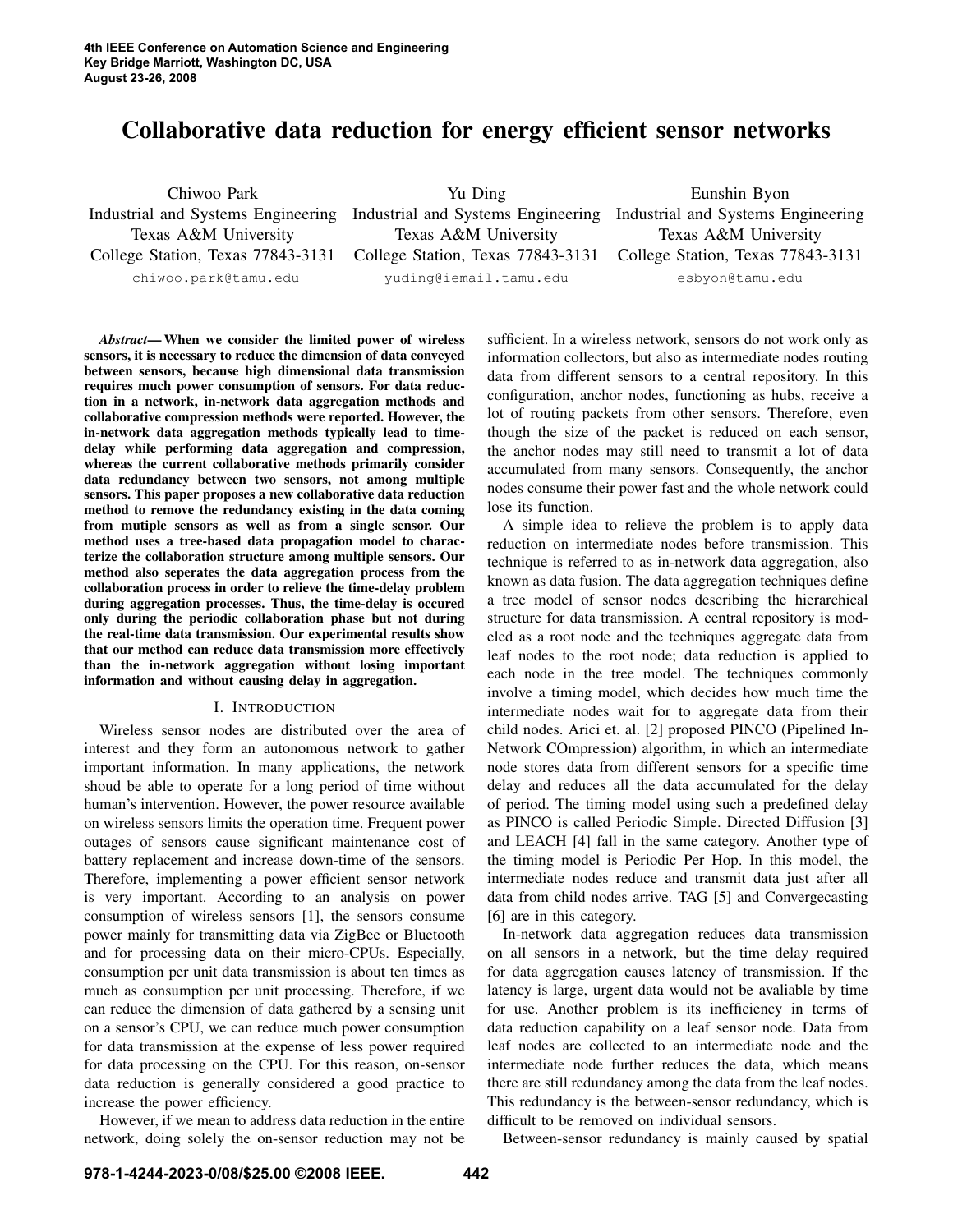# Collaborative data reduction for energy efficient sensor networks

Chiwoo Park
Industrial and Systems Engineering
Texas A&M University
College Station, Texas 77843-3131
chiwoo.park@tamu.edu

Yu Ding
Industrial and Systems Engineering
Texas A&M University
College Station, Texas 77843-3131
yuding@iemail.tamu.edu

Eunshin Byon
Industrial and Systems Engineering
Texas A&M University
College Station, Texas 77843-3131
esbyon@tamu.edu

***Abstract*— When we consider the limited power of wireless sensors, it is necessary to reduce the dimension of data conveyed between sensors, because high dimensional data transmission requires much power consumption of sensors. For data reduction in a network, in-network data aggregation methods and collaborative compression methods were reported. However, the in-network data aggregation methods typically lead to time-delay while performing data aggregation and compression, whereas the current collaborative methods primarily consider data redundancy between two sensors, not among multiple sensors. This paper proposes a new collaborative data reduction method to remove the redundancy existing in the data coming from mutiple sensors as well as from a single sensor. Our method uses a tree-based data propagation model to characterize the collaboration structure among multiple sensors. Our method also seperates the data aggregation process from the collaboration process in order to relieve the time-delay problem during aggregation processes. Thus, the time-delay is occured only during the periodic collaboration phase but not during the real-time data transmission. Our experimental results show that our method can reduce data transmission more effectively than the in-network aggregation without losing important information and without causing delay in aggregation.**

## I. Introduction

Wireless sensor nodes are distributed over the area of interest and they form an autonomous network to gather important information. In many applications, the network shoud be able to operate for a long period of time without human's intervention. However, the power resource available on wireless sensors limits the operation time. Frequent power outages of sensors cause significant maintenance cost of battery replacement and increase down-time of the sensors. Therefore, implementing a power efficient sensor network is very important. According to an analysis on power consumption of wireless sensors [1], the sensors consume power mainly for transmitting data via ZigBee or Bluetooth and for processing data on their micro-CPUs. Especially, consumption per unit data transmission is about ten times as much as consumption per unit processing. Therefore, if we can reduce the dimension of data gathered by a sensing unit on a sensor's CPU, we can reduce much power consumption for data transmission at the expense of less power required for data processing on the CPU. For this reason, on-sensor data reduction is generally considered a good practice to increase the power efficiency.

However, if we mean to address data reduction in the entire network, doing solely the on-sensor reduction may not be sufficient. In a wireless network, sensors do not work only as information collectors, but also as intermediate nodes routing data from different sensors to a central repository. In this configuration, anchor nodes, functioning as hubs, receive a lot of routing packets from other sensors. Therefore, even though the size of the packet is reduced on each sensor, the anchor nodes may still need to transmit a lot of data accumulated from many sensors. Consequently, the anchor nodes consume their power fast and the whole network could lose its function.

A simple idea to relieve the problem is to apply data reduction on intermediate nodes before transmission. This technique is referred to as in-network data aggregation, also known as data fusion. The data aggregation techniques define a tree model of sensor nodes describing the hierarchical structure for data transmission. A central repository is modeled as a root node and the techniques aggregate data from leaf nodes to the root node; data reduction is applied to each node in the tree model. The techniques commonly involve a timing model, which decides how much time the intermediate nodes wait for to aggregate data from their child nodes. Arici et. al. [2] proposed PINCO (Pipelined In-Network COmpression) algorithm, in which an intermediate node stores data from different sensors for a specific time delay and reduces all the data accumulated for the delay of period. The timing model using such a predefined delay as PINCO is called Periodic Simple. Directed Diffusion [3] and LEACH [4] fall in the same category. Another type of the timing model is Periodic Per Hop. In this model, the intermediate nodes reduce and transmit data just after all data from child nodes arrive. TAG [5] and Convergecasting [6] are in this category.

In-network data aggregation reduces data transmission on all sensors in a network, but the time delay required for data aggregation causes latency of transmission. If the latency is large, urgent data would not be avaliable by time for use. Another problem is its inefficiency in terms of data reduction capability on a leaf sensor node. Data from leaf nodes are collected to an intermediate node and the intermediate node further reduces the data, which means there are still redundancy among the data from the leaf nodes. This redundancy is the between-sensor redundancy, which is difficult to be removed on individual sensors.

Between-sensor redundancy is mainly caused by spatial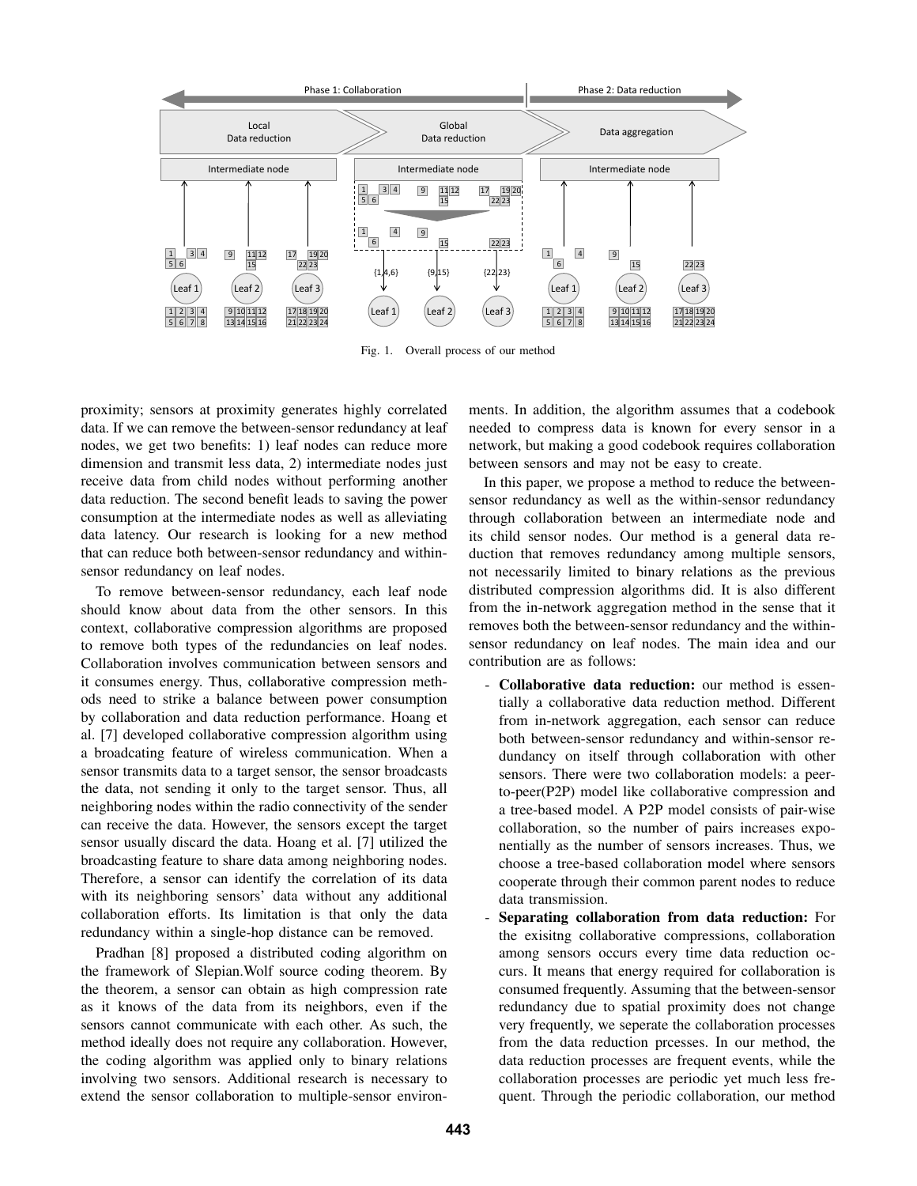Fig. 1. Overall process of our method

proximity; sensors at proximity generates highly correlated data. If we can remove the between-sensor redundancy at leaf nodes, we get two benefits: 1) leaf nodes can reduce more dimension and transmit less data, 2) intermediate nodes just receive data from child nodes without performing another data reduction. The second benefit leads to saving the power consumption at the intermediate nodes as well as alleviating data latency. Our research is looking for a new method that can reduce both between-sensor redundancy and within-sensor redundancy on leaf nodes.

To remove between-sensor redundancy, each leaf node should know about data from the other sensors. In this context, collaborative compression algorithms are proposed to remove both types of the redundancies on leaf nodes. Collaboration involves communication between sensors and it consumes energy. Thus, collaborative compression methods need to strike a balance between power consumption by collaboration and data reduction performance. Hoang et al. [7] developed collaborative compression algorithm using a broadcating feature of wireless communication. When a sensor transmits data to a target sensor, the sensor broadcasts the data, not sending it only to the target sensor. Thus, all neighboring nodes within the radio connectivity of the sender can receive the data. However, the sensors except the target sensor usually discard the data. Hoang et al. [7] utilized the broadcasting feature to share data among neighboring nodes. Therefore, a sensor can identify the correlation of its data with its neighboring sensors' data without any additional collaboration efforts. Its limitation is that only the data redundancy within a single-hop distance can be removed.

Pradhan [8] proposed a distributed coding algorithm on the framework of Slepian.Wolf source coding theorem. By the theorem, a sensor can obtain as high compression rate as it knows of the data from its neighbors, even if the sensors cannot communicate with each other. As such, the method ideally does not require any collaboration. However, the coding algorithm was applied only to binary relations involving two sensors. Additional research is necessary to extend the sensor collaboration to multiple-sensor environments. In addition, the algorithm assumes that a codebook needed to compress data is known for every sensor in a network, but making a good codebook requires collaboration between sensors and may not be easy to create.

In this paper, we propose a method to reduce the between-sensor redundancy as well as the within-sensor redundancy through collaboration between an intermediate node and its child sensor nodes. Our method is a general data reduction that removes redundancy among multiple sensors, not necessarily limited to binary relations as the previous distributed compression algorithms did. It is also different from the in-network aggregation method in the sense that it removes both the between-sensor redundancy and the within-sensor redundancy on leaf nodes. The main idea and our contribution are as follows:

- **Collaborative data reduction:** our method is essentially a collaborative data reduction method. Different from in-network aggregation, each sensor can reduce both between-sensor redundancy and within-sensor redundancy on itself through collaboration with other sensors. There were two collaboration models: a peer-to-peer(P2P) model like collaborative compression and a tree-based model. A P2P model consists of pair-wise collaboration, so the number of pairs increases exponentially as the number of sensors increases. Thus, we choose a tree-based collaboration model where sensors cooperate through their common parent nodes to reduce data transmission.
- **Separating collaboration from data reduction:** For the exisitng collaborative compressions, collaboration among sensors occurs every time data reduction occurs. It means that energy required for collaboration is consumed frequently. Assuming that the between-sensor redundancy due to spatial proximity does not change very frequently, we seperate the collaboration processes from the data reduction prcesses. In our method, the data reduction processes are frequent events, while the collaboration processes are periodic yet much less frequent. Through the periodic collaboration, our method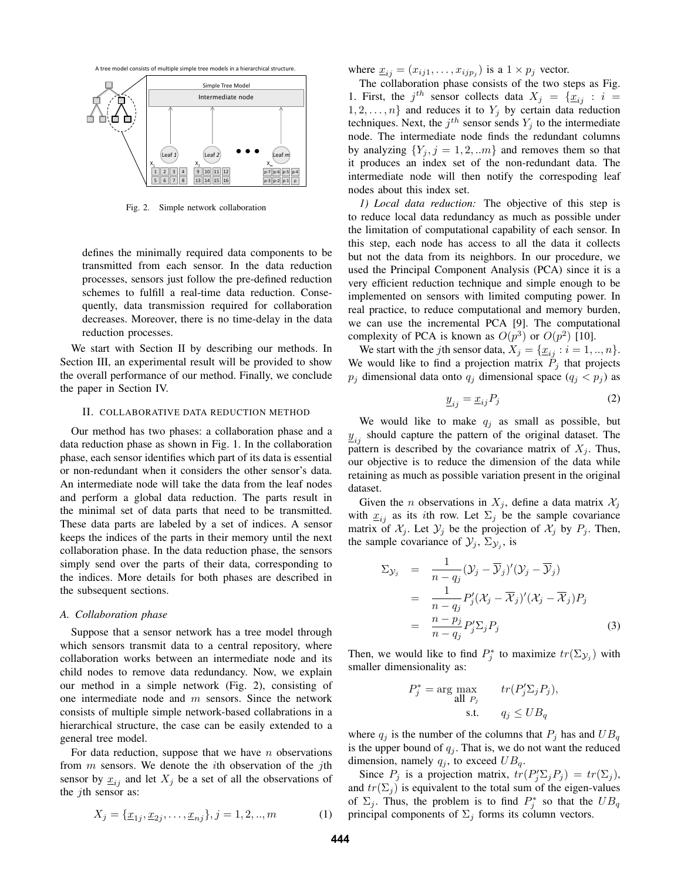Fig. 2. Simple network collaboration

defines the minimally required data components to be transmitted from each sensor. In the data reduction processes, sensors just follow the pre-defined reduction schemes to fulfill a real-time data reduction. Consequently, data transmission required for collaboration decreases. Moreover, there is no time-delay in the data reduction processes.

We start with Section II by describing our methods. In Section III, an experimental result will be provided to show the overall performance of our method. Finally, we conclude the paper in Section IV.

## II. COLLABORATIVE DATA REDUCTION METHOD

Our method has two phases: a collaboration phase and a data reduction phase as shown in Fig. 1. In the collaboration phase, each sensor identifies which part of its data is essential or non-redundant when it considers the other sensor's data. An intermediate node will take the data from the leaf nodes and perform a global data reduction. The parts result in the minimal set of data parts that need to be transmitted. These data parts are labeled by a set of indices. A sensor keeps the indices of the parts in their memory until the next collaboration phase. In the data reduction phase, the sensors simply send over the parts of their data, corresponding to the indices. More details for both phases are described in the subsequent sections.

### *A. Collaboration phase*

Suppose that a sensor network has a tree model through which sensors transmit data to a central repository, where collaboration works between an intermediate node and its child nodes to remove data redundancy. Now, we explain our method in a simple network (Fig. 2), consisting of one intermediate node and $m$ sensors. Since the network consists of multiple simple network-based collabrations in a hierarchical structure, the case can be easily extended to a general tree model.

For data reduction, suppose that we have $n$ observations from $m$ sensors. We denote the $i$th observation of the $j$th sensor by $\underline{x}_{ij}$ and let $X_j$ be a set of all the observations of the $j$th sensor as:

$$X_j = \{\underline{x}_{1j}, \underline{x}_{2j}, \ldots, \underline{x}_{nj}\}, j = 1, 2, .., m \tag{1}$$

where $\underline{x}_{ij} = (x_{ij1}, \ldots, x_{ijp_j})$ is a $1 \times p_j$ vector.

The collaboration phase consists of the two steps as Fig. 1. First, the $j^{th}$ sensor collects data $X_j = \{\underline{x}_{ij} : i = 1, 2, \ldots, n\}$ and reduces it to $Y_j$ by certain data reduction techniques. Next, the $j^{th}$ sensor sends $Y_j$ to the intermediate node. The intermediate node finds the redundant columns by analyzing $\{Y_j, j = 1, 2, ..m\}$ and removes them so that it produces an index set of the non-redundant data. The intermediate node will then notify the correspoding leaf nodes about this index set.

*1) Local data reduction:* The objective of this step is to reduce local data redundancy as much as possible under the limitation of computational capability of each sensor. In this step, each node has access to all the data it collects but not the data from its neighbors. In our procedure, we used the Principal Component Analysis (PCA) since it is a very efficient reduction technique and simple enough to be implemented on sensors with limited computing power. In real practice, to reduce computational and memory burden, we can use the incremental PCA [9]. The computational complexity of PCA is known as $O(p^3)$ or $O(p^2)$ [10].

We start with the $j$th sensor data, $X_j = \{\underline{x}_{ij} : i = 1, .., n\}$. We would like to find a projection matrix $P_j$ that projects $p_j$ dimensional data onto $q_j$ dimensional space ($q_j < p_j$) as

$$\underline{y}_{ij} = \underline{x}_{ij} P_j \tag{2}$$

We would like to make $q_j$ as small as possible, but $\underline{y}_{ij}$ should capture the pattern of the original dataset. The pattern is described by the covariance matrix of $X_j$. Thus, our objective is to reduce the dimension of the data while retaining as much as possible variation present in the original dataset.

Given the $n$ observations in $X_j$, define a data matrix $\mathcal{X}_j$ with $\underline{x}_{ij}$ as its $i$th row. Let $\Sigma_j$ be the sample covariance matrix of $\mathcal{X}_j$. Let $\mathcal{Y}_j$ be the projection of $\mathcal{X}_j$ by $P_j$. Then, the sample covariance of $\mathcal{Y}_j$, $\Sigma_{\mathcal{Y}_j}$, is

$$\begin{aligned}
\Sigma_{\mathcal{Y}_j} &= \frac{1}{n - q_j}(\mathcal{Y}_j - \overline{\mathcal{Y}}_j)'(\mathcal{Y}_j - \overline{\mathcal{Y}}_j) \\
&= \frac{1}{n - q_j} P_j'(\mathcal{X}_j - \overline{\mathcal{X}}_j)'(\mathcal{X}_j - \overline{\mathcal{X}}_j)P_j \\
&= \frac{n - p_j}{n - q_j} P_j' \Sigma_j P_j
\end{aligned} \tag{3}$$

Then, we would like to find $P_j^*$ to maximize $tr(\Sigma_{\mathcal{Y}_j})$ with smaller dimensionality as:

$$P_j^* = \arg\max_{\text{all } P_j} \quad tr(P_j' \Sigma_j P_j), \qquad \text{s.t.} \quad q_j \leq UB_q$$

where $q_j$ is the number of the columns that $P_j$ has and $UB_q$ is the upper bound of $q_j$. That is, we do not want the reduced dimension, namely $q_j$, to exceed $UB_q$.

Since $P_j$ is a projection matrix, $tr(P_j' \Sigma_j P_j) = tr(\Sigma_j)$, and $tr(\Sigma_j)$ is equivalent to the total sum of the eigen-values of $\Sigma_j$. Thus, the problem is to find $P_j^*$ so that the $UB_q$ principal components of $\Sigma_j$ forms its column vectors.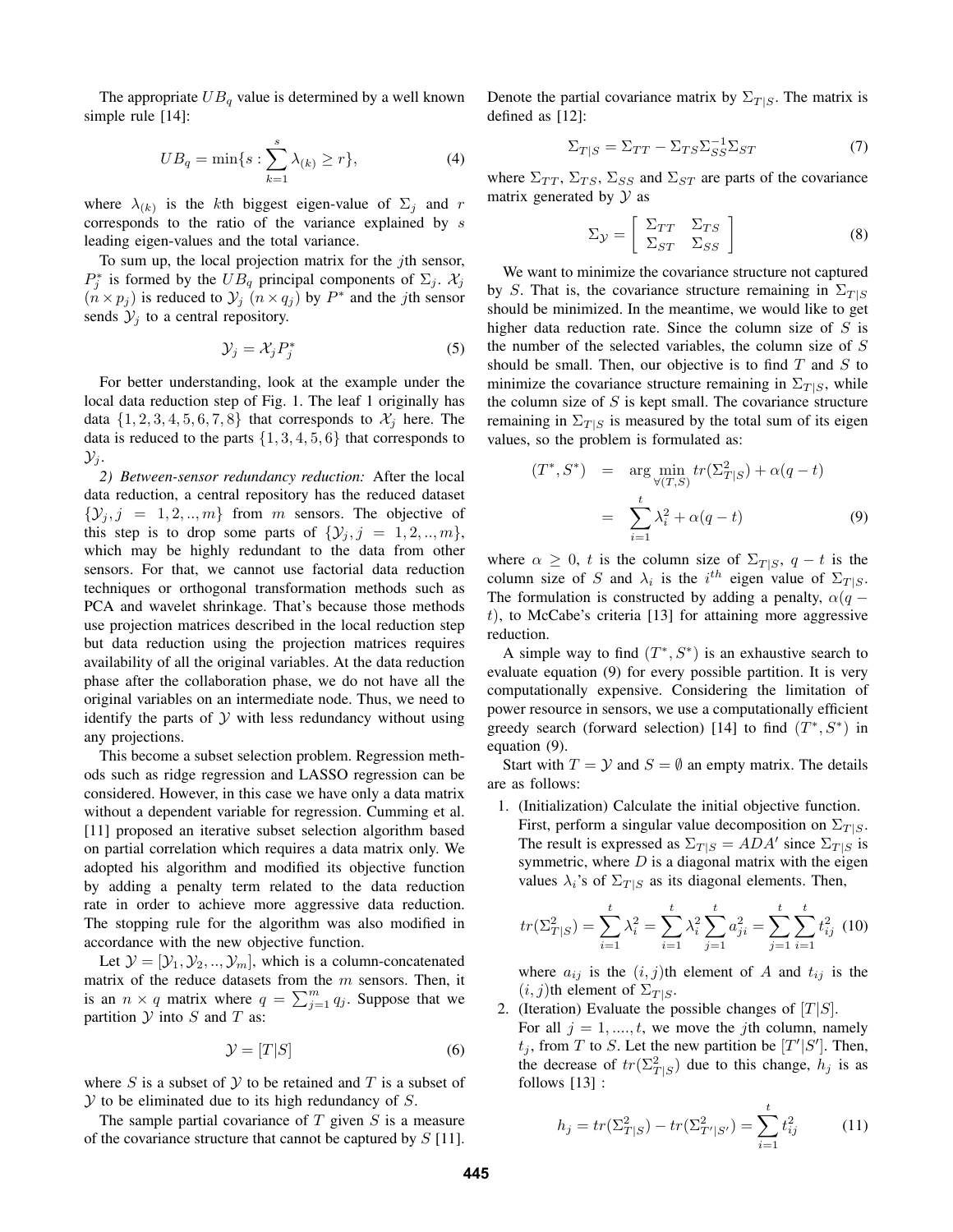The appropriate $UB_q$ value is determined by a well known simple rule [14]:

$$UB_q = \min\{s : \sum_{k=1}^{s} \lambda_{(k)} \geq r\}, \tag{4}$$

where $\lambda_{(k)}$ is the $k$th biggest eigen-value of $\Sigma_j$ and $r$ corresponds to the ratio of the variance explained by $s$ leading eigen-values and the total variance.

To sum up, the local projection matrix for the $j$th sensor, $P_j^*$ is formed by the $UB_q$ principal components of $\Sigma_j$. $\mathcal{X}_j$ $(n \times p_j)$ is reduced to $\mathcal{Y}_j$ $(n \times q_j)$ by $P^*$ and the $j$th sensor sends $\mathcal{Y}_j$ to a central repository.

$$\mathcal{Y}_j = \mathcal{X}_j P_j^* \tag{5}$$

For better understanding, look at the example under the local data reduction step of Fig. 1. The leaf 1 originally has data $\{1, 2, 3, 4, 5, 6, 7, 8\}$ that corresponds to $\mathcal{X}_j$ here. The data is reduced to the parts $\{1, 3, 4, 5, 6\}$ that corresponds to $\mathcal{Y}_j$.

*2) Between-sensor redundancy reduction:* After the local data reduction, a central repository has the reduced dataset $\{\mathcal{Y}_j, j = 1, 2, .., m\}$ from $m$ sensors. The objective of this step is to drop some parts of $\{\mathcal{Y}_j, j = 1, 2, .., m\}$, which may be highly redundant to the data from other sensors. For that, we cannot use factorial data reduction techniques or orthogonal transformation methods such as PCA and wavelet shrinkage. That's because those methods use projection matrices described in the local reduction step but data reduction using the projection matrices requires availability of all the original variables. At the data reduction phase after the collaboration phase, we do not have all the original variables on an intermediate node. Thus, we need to identify the parts of $\mathcal{Y}$ with less redundancy without using any projections.

This become a subset selection problem. Regression methods such as ridge regression and LASSO regression can be considered. However, in this case we have only a data matrix without a dependent variable for regression. Cumming et al. [11] proposed an iterative subset selection algorithm based on partial correlation which requires a data matrix only. We adopted his algorithm and modified its objective function by adding a penalty term related to the data reduction rate in order to achieve more aggressive data reduction. The stopping rule for the algorithm was also modified in accordance with the new objective function.

Let $\mathcal{Y} = [\mathcal{Y}_1, \mathcal{Y}_2, .., \mathcal{Y}_m]$, which is a column-concatenated matrix of the reduce datasets from the $m$ sensors. Then, it is an $n \times q$ matrix where $q = \sum_{j=1}^{m} q_j$. Suppose that we partition $\mathcal{Y}$ into $S$ and $T$ as:

$$\mathcal{Y} = [T|S] \tag{6}$$

where $S$ is a subset of $\mathcal{Y}$ to be retained and $T$ is a subset of $\mathcal{Y}$ to be eliminated due to its high redundancy of $S$.

The sample partial covariance of $T$ given $S$ is a measure of the covariance structure that cannot be captured by $S$ [11]. Denote the partial covariance matrix by $\Sigma_{T|S}$. The matrix is defined as [12]:

$$\Sigma_{T|S} = \Sigma_{TT} - \Sigma_{TS}\Sigma_{SS}^{-1}\Sigma_{ST} \tag{7}$$

where $\Sigma_{TT}$, $\Sigma_{TS}$, $\Sigma_{SS}$ and $\Sigma_{ST}$ are parts of the covariance matrix generated by $\mathcal{Y}$ as

$$\Sigma_{\mathcal{Y}} = \begin{bmatrix} \Sigma_{TT} & \Sigma_{TS} \\ \Sigma_{ST} & \Sigma_{SS} \end{bmatrix} \tag{8}$$

We want to minimize the covariance structure not captured by $S$. That is, the covariance structure remaining in $\Sigma_{T|S}$ should be minimized. In the meantime, we would like to get higher data reduction rate. Since the column size of $S$ is the number of the selected variables, the column size of $S$ should be small. Then, our objective is to find $T$ and $S$ to minimize the covariance structure remaining in $\Sigma_{T|S}$, while the column size of $S$ is kept small. The covariance structure remaining in $\Sigma_{T|S}$ is measured by the total sum of its eigen values, so the problem is formulated as:

$$\begin{aligned} (T^*, S^*) &= \arg \min_{\forall (T,S)} tr(\Sigma_{T|S}^2) + \alpha(q - t) \\ &= \sum_{i=1}^{t} \lambda_i^2 + \alpha(q - t) \end{aligned} \tag{9}$$

where $\alpha \geq 0$, $t$ is the column size of $\Sigma_{T|S}$, $q - t$ is the column size of $S$ and $\lambda_i$ is the $i^{th}$ eigen value of $\Sigma_{T|S}$. The formulation is constructed by adding a penalty, $\alpha(q - t)$, to McCabe's criteria [13] for attaining more aggressive reduction.

A simple way to find $(T^*, S^*)$ is an exhaustive search to evaluate equation (9) for every possible partition. It is very computationally expensive. Considering the limitation of power resource in sensors, we use a computationally efficient greedy search (forward selection) [14] to find $(T^*, S^*)$ in equation (9).

Start with $T = \mathcal{Y}$ and $S = \emptyset$ an empty matrix. The details are as follows:

1. (Initialization) Calculate the initial objective function. First, perform a singular value decomposition on $\Sigma_{T|S}$. The result is expressed as $\Sigma_{T|S} = ADA'$ since $\Sigma_{T|S}$ is symmetric, where $D$ is a diagonal matrix with the eigen values $\lambda_i$'s of $\Sigma_{T|S}$ as its diagonal elements. Then,

$$tr(\Sigma_{T|S}^2) = \sum_{i=1}^{t} \lambda_i^2 = \sum_{i=1}^{t} \lambda_i^2 \sum_{j=1}^{t} a_{ji}^2 = \sum_{j=1}^{t} \sum_{i=1}^{t} t_{ij}^2 \tag{10}$$

where $a_{ij}$ is the $(i, j)$th element of $A$ and $t_{ij}$ is the $(i, j)$th element of $\Sigma_{T|S}$.

2. (Iteration) Evaluate the possible changes of $[T|S]$. For all $j = 1, ...., t$, we move the $j$th column, namely $t_j$, from $T$ to $S$. Let the new partition be $[T'|S']$. Then, the decrease of $tr(\Sigma_{T|S}^2)$ due to this change, $h_j$ is as follows [13] :

$$h_j = tr(\Sigma_{T|S}^2) - tr(\Sigma_{T'|S'}^2) = \sum_{i=1}^{t} t_{ij}^2 \tag{11}$$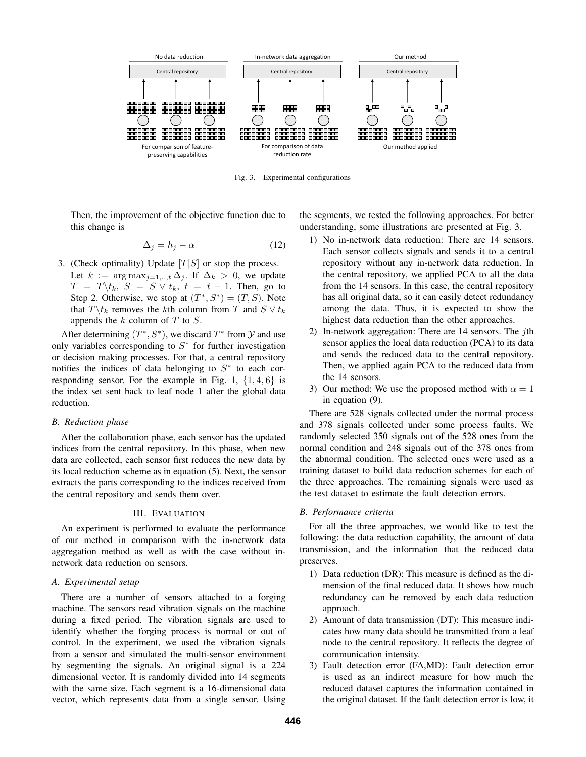No data reduction

Central repository

For comparison of feature-preserving capabilities

In-network data aggregation

Central repository

For comparison of data reduction rate

Our method

Central repository

Our method applied

Fig. 3. Experimental configurations

Then, the improvement of the objective function due to this change is

$$\Delta_j = h_j - \alpha \tag{12}$$

3. (Check optimality) Update $[T|S]$ or stop the process. Let $k := \arg\max_{j=1,..,t} \Delta_j$. If $\Delta_k > 0$, we update $T = T \backslash t_k$, $S = S \vee t_k$, $t = t-1$. Then, go to Step 2. Otherwise, we stop at $(T^*, S^*) = (T, S)$. Note that $T \backslash t_k$ removes the $k$th column from $T$ and $S \vee t_k$ appends the $k$ column of $T$ to $S$.

After determining $(T^*, S^*)$, we discard $T^*$ from $\mathcal{Y}$ and use only variables corresponding to $S^*$ for further investigation or decision making processes. For that, a central repository notifies the indices of data belonging to $S^*$ to each corresponding sensor. For the example in Fig. 1, $\{1, 4, 6\}$ is the index set sent back to leaf node 1 after the global data reduction.

### B. Reduction phase

After the collaboration phase, each sensor has the updated indices from the central repository. In this phase, when new data are collected, each sensor first reduces the new data by its local reduction scheme as in equation (5). Next, the sensor extracts the parts corresponding to the indices received from the central repository and sends them over.

## III. Evaluation

An experiment is performed to evaluate the performance of our method in comparison with the in-network data aggregation method as well as with the case without in-network data reduction on sensors.

### A. Experimental setup

There are a number of sensors attached to a forging machine. The sensors read vibration signals on the machine during a fixed period. The vibration signals are used to identify whether the forging process is normal or out of control. In the experiment, we used the vibration signals from a sensor and simulated the multi-sensor environment by segmenting the signals. An original signal is a 224 dimensional vector. It is randomly divided into 14 segments with the same size. Each segment is a 16-dimensional data vector, which represents data from a single sensor. Using the segments, we tested the following approaches. For better understanding, some illustrations are presented at Fig. 3.

1) No in-network data reduction: There are 14 sensors. Each sensor collects signals and sends it to a central repository without any in-network data reduction. In the central repository, we applied PCA to all the data from the 14 sensors. In this case, the central repository has all original data, so it can easily detect redundancy among the data. Thus, it is expected to show the highest data reduction than the other approaches.
2) In-network aggregation: There are 14 sensors. The $j$th sensor applies the local data reduction (PCA) to its data and sends the reduced data to the central repository. Then, we applied again PCA to the reduced data from the 14 sensors.
3) Our method: We use the proposed method with $\alpha = 1$ in equation (9).

There are 528 signals collected under the normal process and 378 signals collected under some process faults. We randomly selected 350 signals out of the 528 ones from the normal condition and 248 signals out of the 378 ones from the abnormal condition. The selected ones were used as a training dataset to build data reduction schemes for each of the three approaches. The remaining signals were used as the test dataset to estimate the fault detection errors.

### B. Performance criteria

For all the three approaches, we would like to test the following: the data reduction capability, the amount of data transmission, and the information that the reduced data preserves.

1) Data reduction (DR): This measure is defined as the dimension of the final reduced data. It shows how much redundancy can be removed by each data reduction approach.
2) Amount of data transmission (DT): This measure indicates how many data should be transmitted from a leaf node to the central repository. It reflects the degree of communication intensity.
3) Fault detection error (FA,MD): Fault detection error is used as an indirect measure for how much the reduced dataset captures the information contained in the original dataset. If the fault detection error is low, it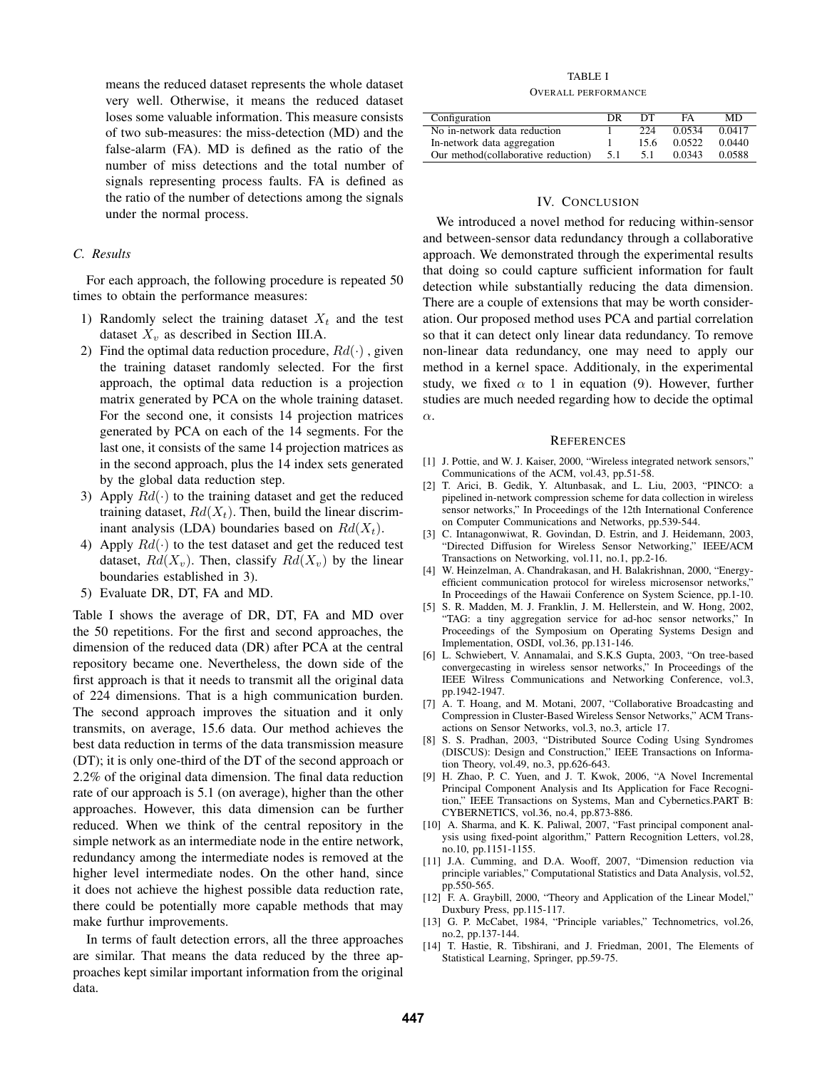means the reduced dataset represents the whole dataset very well. Otherwise, it means the reduced dataset loses some valuable information. This measure consists of two sub-measures: the miss-detection (MD) and the false-alarm (FA). MD is defined as the ratio of the number of miss detections and the total number of signals representing process faults. FA is defined as the ratio of the number of detections among the signals under the normal process.

### C. Results

For each approach, the following procedure is repeated 50 times to obtain the performance measures:

1) Randomly select the training dataset $X_t$ and the test dataset $X_v$ as described in Section III.A.
2) Find the optimal data reduction procedure, $Rd(\cdot)$ , given the training dataset randomly selected. For the first approach, the optimal data reduction is a projection matrix generated by PCA on the whole training dataset. For the second one, it consists 14 projection matrices generated by PCA on each of the 14 segments. For the last one, it consists of the same 14 projection matrices as in the second approach, plus the 14 index sets generated by the global data reduction step.
3) Apply $Rd(\cdot)$ to the training dataset and get the reduced training dataset, $Rd(X_t)$. Then, build the linear discriminant analysis (LDA) boundaries based on $Rd(X_t)$.
4) Apply $Rd(\cdot)$ to the test dataset and get the reduced test dataset, $Rd(X_v)$. Then, classify $Rd(X_v)$ by the linear boundaries established in 3).
5) Evaluate DR, DT, FA and MD.

Table I shows the average of DR, DT, FA and MD over the 50 repetitions. For the first and second approaches, the dimension of the reduced data (DR) after PCA at the central repository became one. Nevertheless, the down side of the first approach is that it needs to transmit all the original data of 224 dimensions. That is a high communication burden. The second approach improves the situation and it only transmits, on average, 15.6 data. Our method achieves the best data reduction in terms of the data transmission measure (DT); it is only one-third of the DT of the second approach or 2.2% of the original data dimension. The final data reduction rate of our approach is 5.1 (on average), higher than the other approaches. However, this data dimension can be further reduced. When we think of the central repository in the simple network as an intermediate node in the entire network, redundancy among the intermediate nodes is removed at the higher level intermediate nodes. On the other hand, since it does not achieve the highest possible data reduction rate, there could be potentially more capable methods that may make furthur improvements.

In terms of fault detection errors, all the three approaches are similar. That means the data reduced by the three approaches kept similar important information from the original data.

TABLE I
OVERALL PERFORMANCE

| Configuration | DR | DT | FA | MD |
|---|---|---|---|---|
| No in-network data reduction | 1 | 224 | 0.0534 | 0.0417 |
| In-network data aggregation | 1 | 15.6 | 0.0522 | 0.0440 |
| Our method(collaborative reduction) | 5.1 | 5.1 | 0.0343 | 0.0588 |

## IV. Conclusion

We introduced a novel method for reducing within-sensor and between-sensor data redundancy through a collaborative approach. We demonstrated through the experimental results that doing so could capture sufficient information for fault detection while substantially reducing the data dimension. There are a couple of extensions that may be worth consideration. Our proposed method uses PCA and partial correlation so that it can detect only linear data redundancy. To remove non-linear data redundancy, one may need to apply our method in a kernel space. Additionaly, in the experimental study, we fixed $\alpha$ to 1 in equation (9). However, further studies are much needed regarding how to decide the optimal $\alpha$.

## References

[1] J. Pottie, and W. J. Kaiser, 2000, "Wireless integrated network sensors," Communications of the ACM, vol.43, pp.51-58.

[2] T. Arici, B. Gedik, Y. Altunbasak, and L. Liu, 2003, "PINCO: a pipelined in-network compression scheme for data collection in wireless sensor networks," In Proceedings of the 12th International Conference on Computer Communications and Networks, pp.539-544.

[3] C. Intanagonwiwat, R. Govindan, D. Estrin, and J. Heidemann, 2003, "Directed Diffusion for Wireless Sensor Networking," IEEE/ACM Transactions on Networking, vol.11, no.1, pp.2-16.

[4] W. Heinzelman, A. Chandrakasan, and H. Balakrishnan, 2000, "Energy-efficient communication protocol for wireless microsensor networks," In Proceedings of the Hawaii Conference on System Science, pp.1-10.

[5] S. R. Madden, M. J. Franklin, J. M. Hellerstein, and W. Hong, 2002, "TAG: a tiny aggregation service for ad-hoc sensor networks," In Proceedings of the Symposium on Operating Systems Design and Implementation, OSDI, vol.36, pp.131-146.

[6] L. Schwiebert, V. Annamalai, and S.K.S Gupta, 2003, "On tree-based convergecasting in wireless sensor networks," In Proceedings of the IEEE Wilress Communications and Networking Conference, vol.3, pp.1942-1947.

[7] A. T. Hoang, and M. Motani, 2007, "Collaborative Broadcasting and Compression in Cluster-Based Wireless Sensor Networks," ACM Transactions on Sensor Networks, vol.3, no.3, article 17.

[8] S. S. Pradhan, 2003, "Distributed Source Coding Using Syndromes (DISCUS): Design and Construction," IEEE Transactions on Information Theory, vol.49, no.3, pp.626-643.

[9] H. Zhao, P. C. Yuen, and J. T. Kwok, 2006, "A Novel Incremental Principal Component Analysis and Its Application for Face Recognition," IEEE Transactions on Systems, Man and Cybernetics.PART B: CYBERNETICS, vol.36, no.4, pp.873-886.

[10] A. Sharma, and K. K. Paliwal, 2007, "Fast principal component analysis using fixed-point algorithm," Pattern Recognition Letters, vol.28, no.10, pp.1151-1155.

[11] J.A. Cumming, and D.A. Wooff, 2007, "Dimension reduction via principle variables," Computational Statistics and Data Analysis, vol.52, pp.550-565.

[12] F. A. Graybill, 2000, "Theory and Application of the Linear Model," Duxbury Press, pp.115-117.

[13] G. P. McCabet, 1984, "Principle variables," Technometrics, vol.26, no.2, pp.137-144.

[14] T. Hastie, R. Tibshirani, and J. Friedman, 2001, The Elements of Statistical Learning, Springer, pp.59-75.